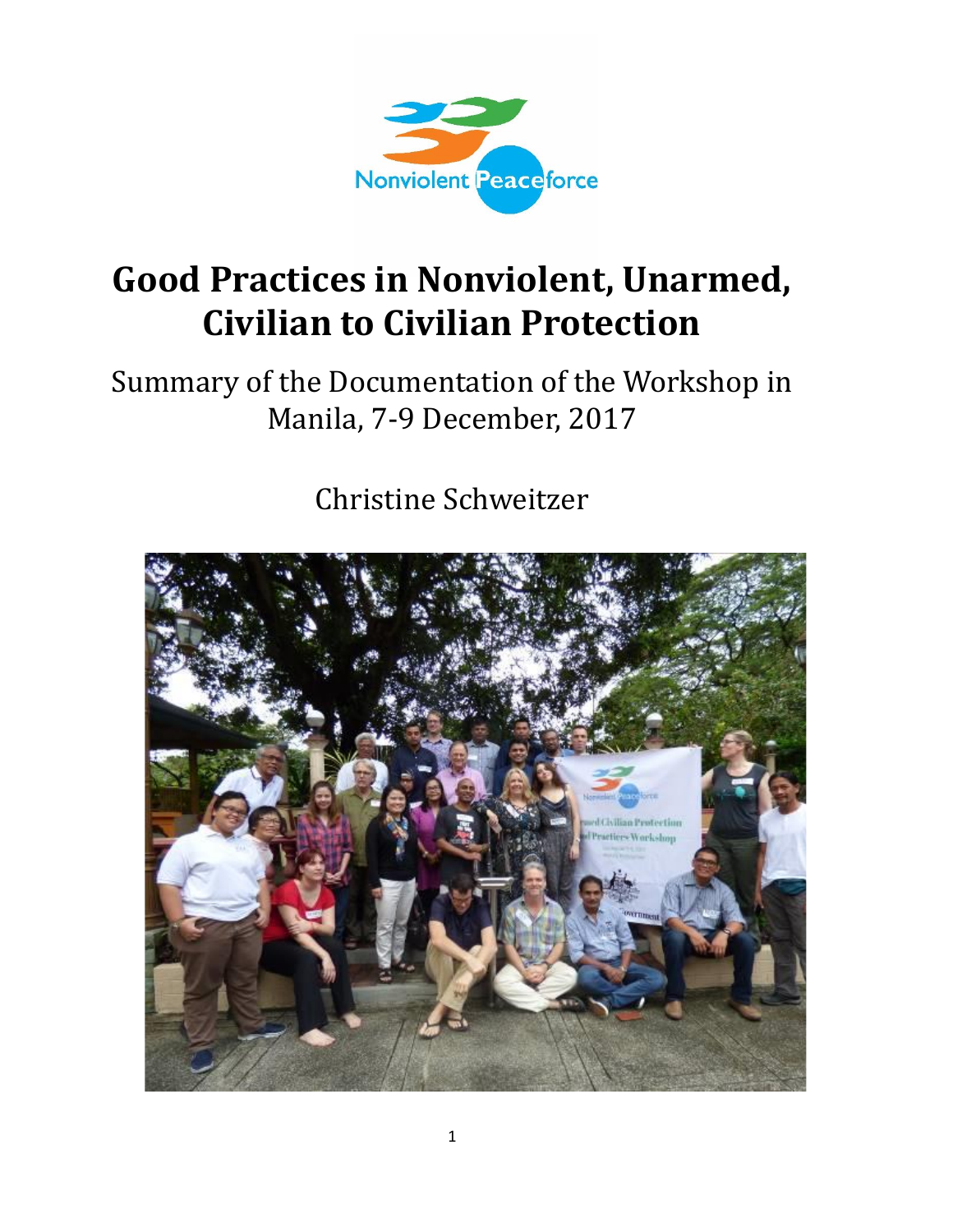Nonviolent Peaceforce

# Good Practices in Nonviolent, Unarmed, Civilian to Civilian Protection

Summary of the Documentation of the Workshop in Manila, 7-9 December, 2017

Christine Schweitzer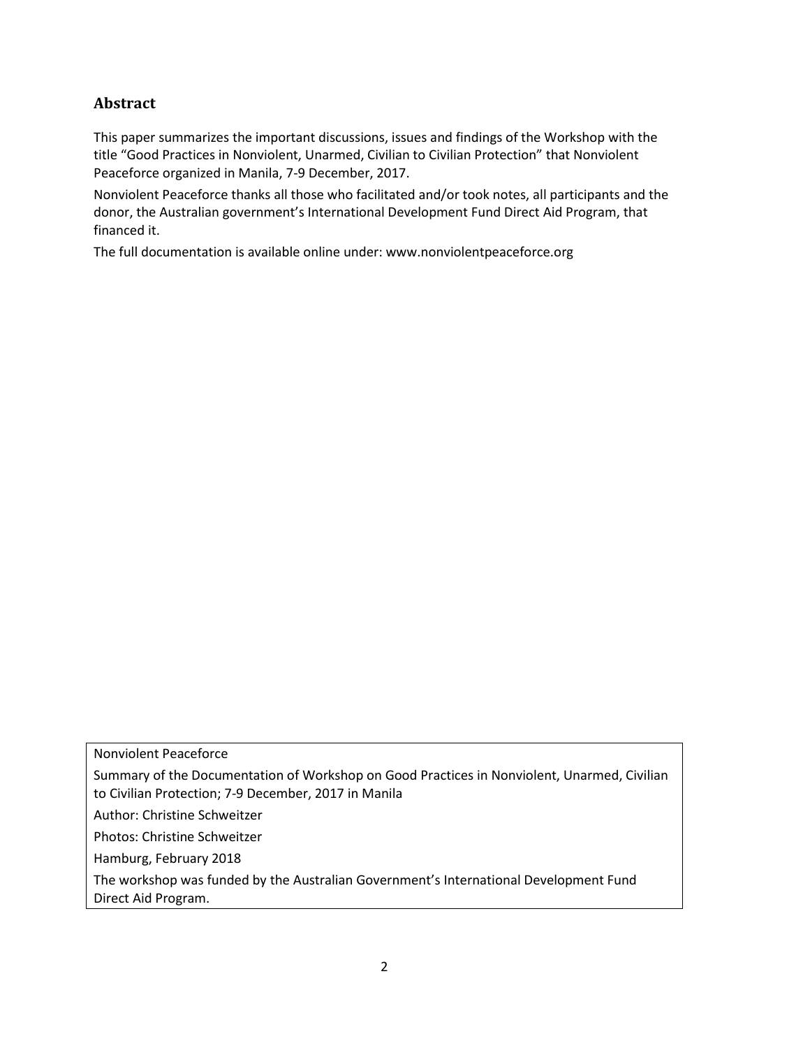## Abstract

This paper summarizes the important discussions, issues and findings of the Workshop with the title “Good Practices in Nonviolent, Unarmed, Civilian to Civilian Protection” that Nonviolent Peaceforce organized in Manila, 7-9 December, 2017.

Nonviolent Peaceforce thanks all those who facilitated and/or took notes, all participants and the donor, the Australian government’s International Development Fund Direct Aid Program, that financed it.

The full documentation is available online under: www.nonviolentpeaceforce.org

Nonviolent Peaceforce

Summary of the Documentation of Workshop on Good Practices in Nonviolent, Unarmed, Civilian to Civilian Protection; 7-9 December, 2017 in Manila

Author: Christine Schweitzer

Photos: Christine Schweitzer

Hamburg, February 2018

The workshop was funded by the Australian Government’s International Development Fund Direct Aid Program.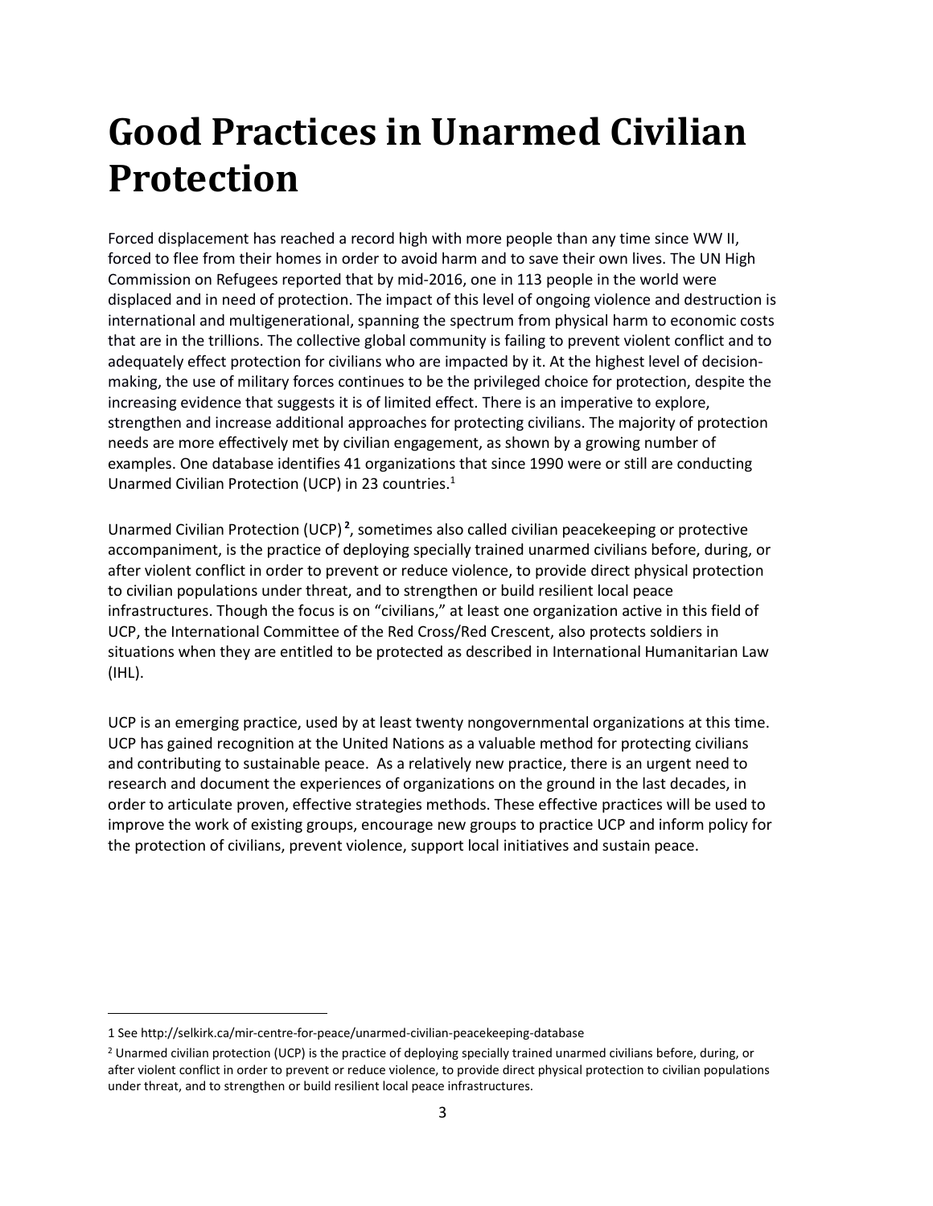# Good Practices in Unarmed Civilian Protection

Forced displacement has reached a record high with more people than any time since WW II, forced to flee from their homes in order to avoid harm and to save their own lives. The UN High Commission on Refugees reported that by mid-2016, one in 113 people in the world were displaced and in need of protection. The impact of this level of ongoing violence and destruction is international and multigenerational, spanning the spectrum from physical harm to economic costs that are in the trillions. The collective global community is failing to prevent violent conflict and to adequately effect protection for civilians who are impacted by it. At the highest level of decision-making, the use of military forces continues to be the privileged choice for protection, despite the increasing evidence that suggests it is of limited effect. There is an imperative to explore, strengthen and increase additional approaches for protecting civilians. The majority of protection needs are more effectively met by civilian engagement, as shown by a growing number of examples. One database identifies 41 organizations that since 1990 were or still are conducting Unarmed Civilian Protection (UCP) in 23 countries.[1]

Unarmed Civilian Protection (UCP)[2], sometimes also called civilian peacekeeping or protective accompaniment, is the practice of deploying specially trained unarmed civilians before, during, or after violent conflict in order to prevent or reduce violence, to provide direct physical protection to civilian populations under threat, and to strengthen or build resilient local peace infrastructures. Though the focus is on "civilians," at least one organization active in this field of UCP, the International Committee of the Red Cross/Red Crescent, also protects soldiers in situations when they are entitled to be protected as described in International Humanitarian Law (IHL).

UCP is an emerging practice, used by at least twenty nongovernmental organizations at this time. UCP has gained recognition at the United Nations as a valuable method for protecting civilians and contributing to sustainable peace. As a relatively new practice, there is an urgent need to research and document the experiences of organizations on the ground in the last decades, in order to articulate proven, effective strategies methods. These effective practices will be used to improve the work of existing groups, encourage new groups to practice UCP and inform policy for the protection of civilians, prevent violence, support local initiatives and sustain peace.

---

1 See http://selkirk.ca/mir-centre-for-peace/unarmed-civilian-peacekeeping-database

2 Unarmed civilian protection (UCP) is the practice of deploying specially trained unarmed civilians before, during, or after violent conflict in order to prevent or reduce violence, to provide direct physical protection to civilian populations under threat, and to strengthen or build resilient local peace infrastructures.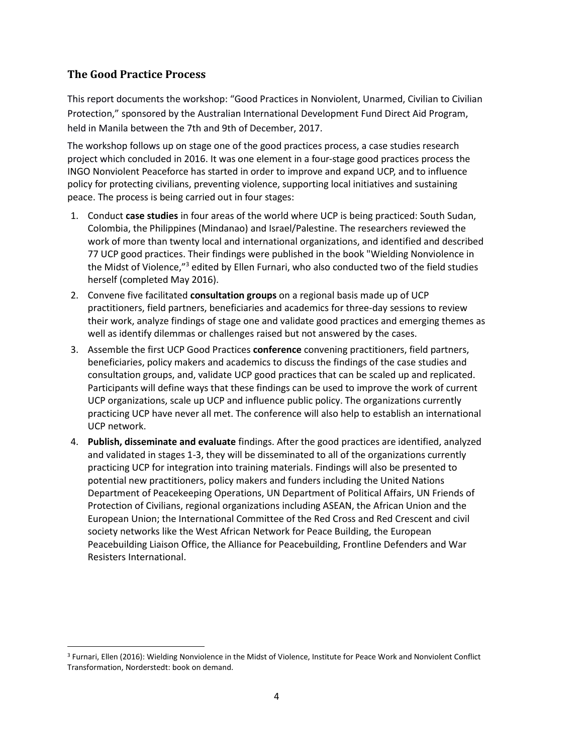## The Good Practice Process

This report documents the workshop: "Good Practices in Nonviolent, Unarmed, Civilian to Civilian Protection," sponsored by the Australian International Development Fund Direct Aid Program, held in Manila between the 7th and 9th of December, 2017.

The workshop follows up on stage one of the good practices process, a case studies research project which concluded in 2016. It was one element in a four-stage good practices process the INGO Nonviolent Peaceforce has started in order to improve and expand UCP, and to influence policy for protecting civilians, preventing violence, supporting local initiatives and sustaining peace. The process is being carried out in four stages:

1. Conduct **case studies** in four areas of the world where UCP is being practiced: South Sudan, Colombia, the Philippines (Mindanao) and Israel/Palestine. The researchers reviewed the work of more than twenty local and international organizations, and identified and described 77 UCP good practices. Their findings were published in the book "Wielding Nonviolence in the Midst of Violence,"[3] edited by Ellen Furnari, who also conducted two of the field studies herself (completed May 2016).
2. Convene five facilitated **consultation groups** on a regional basis made up of UCP practitioners, field partners, beneficiaries and academics for three-day sessions to review their work, analyze findings of stage one and validate good practices and emerging themes as well as identify dilemmas or challenges raised but not answered by the cases.
3. Assemble the first UCP Good Practices **conference** convening practitioners, field partners, beneficiaries, policy makers and academics to discuss the findings of the case studies and consultation groups, and, validate UCP good practices that can be scaled up and replicated. Participants will define ways that these findings can be used to improve the work of current UCP organizations, scale up UCP and influence public policy. The organizations currently practicing UCP have never all met. The conference will also help to establish an international UCP network.
4. **Publish, disseminate and evaluate** findings. After the good practices are identified, analyzed and validated in stages 1-3, they will be disseminated to all of the organizations currently practicing UCP for integration into training materials. Findings will also be presented to potential new practitioners, policy makers and funders including the United Nations Department of Peacekeeping Operations, UN Department of Political Affairs, UN Friends of Protection of Civilians, regional organizations including ASEAN, the African Union and the European Union; the International Committee of the Red Cross and Red Crescent and civil society networks like the West African Network for Peace Building, the European Peacebuilding Liaison Office, the Alliance for Peacebuilding, Frontline Defenders and War Resisters International.

[3] Furnari, Ellen (2016): Wielding Nonviolence in the Midst of Violence, Institute for Peace Work and Nonviolent Conflict Transformation, Norderstedt: book on demand.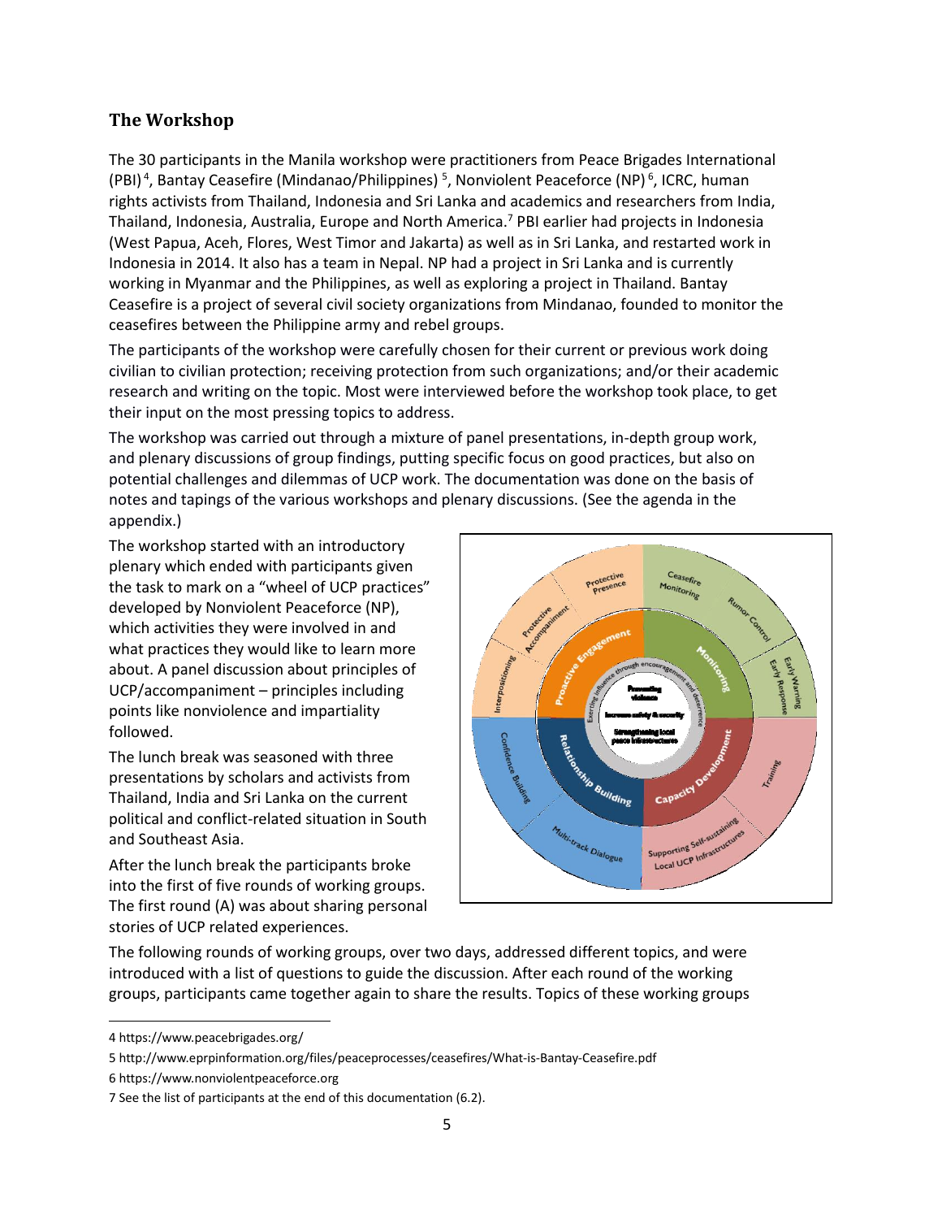## The Workshop

The 30 participants in the Manila workshop were practitioners from Peace Brigades International (PBI)[4], Bantay Ceasefire (Mindanao/Philippines)[5], Nonviolent Peaceforce (NP)[6], ICRC, human rights activists from Thailand, Indonesia and Sri Lanka and academics and researchers from India, Thailand, Indonesia, Australia, Europe and North America.[7] PBI earlier had projects in Indonesia (West Papua, Aceh, Flores, West Timor and Jakarta) as well as in Sri Lanka, and restarted work in Indonesia in 2014. It also has a team in Nepal. NP had a project in Sri Lanka and is currently working in Myanmar and the Philippines, as well as exploring a project in Thailand. Bantay Ceasefire is a project of several civil society organizations from Mindanao, founded to monitor the ceasefires between the Philippine army and rebel groups.

The participants of the workshop were carefully chosen for their current or previous work doing civilian to civilian protection; receiving protection from such organizations; and/or their academic research and writing on the topic. Most were interviewed before the workshop took place, to get their input on the most pressing topics to address.

The workshop was carried out through a mixture of panel presentations, in-depth group work, and plenary discussions of group findings, putting specific focus on good practices, but also on potential challenges and dilemmas of UCP work. The documentation was done on the basis of notes and tapings of the various workshops and plenary discussions. (See the agenda in the appendix.)

The workshop started with an introductory plenary which ended with participants given the task to mark on a "wheel of UCP practices" developed by Nonviolent Peaceforce (NP), which activities they were involved in and what practices they would like to learn more about. A panel discussion about principles of UCP/accompaniment – principles including points like nonviolence and impartiality followed.

Protective Presence
Ceasefire Monitoring
Rumor Control
Early Warning Early Response
Training
Supporting Self-sustaining Local UCP Infrastructures
Multi-track Dialogue
Confidence Building
Interpositioning
Protective Accompaniment
Proactive Engagement
Monitoring
Capacity Development
Relationship Building
Exerting influence through encouragement and deterrence
Preventing violence
Increase safety & security
Strengthening local peace infrastructures

The lunch break was seasoned with three presentations by scholars and activists from Thailand, India and Sri Lanka on the current political and conflict-related situation in South and Southeast Asia.

After the lunch break the participants broke into the first of five rounds of working groups. The first round (A) was about sharing personal stories of UCP related experiences.

The following rounds of working groups, over two days, addressed different topics, and were introduced with a list of questions to guide the discussion. After each round of the working groups, participants came together again to share the results. Topics of these working groups

---

4 https://www.peacebrigades.org/

5 http://www.eprpinformation.org/files/peaceprocesses/ceasefires/What-is-Bantay-Ceasefire.pdf

6 https://www.nonviolentpeaceforce.org

7 See the list of participants at the end of this documentation (6.2).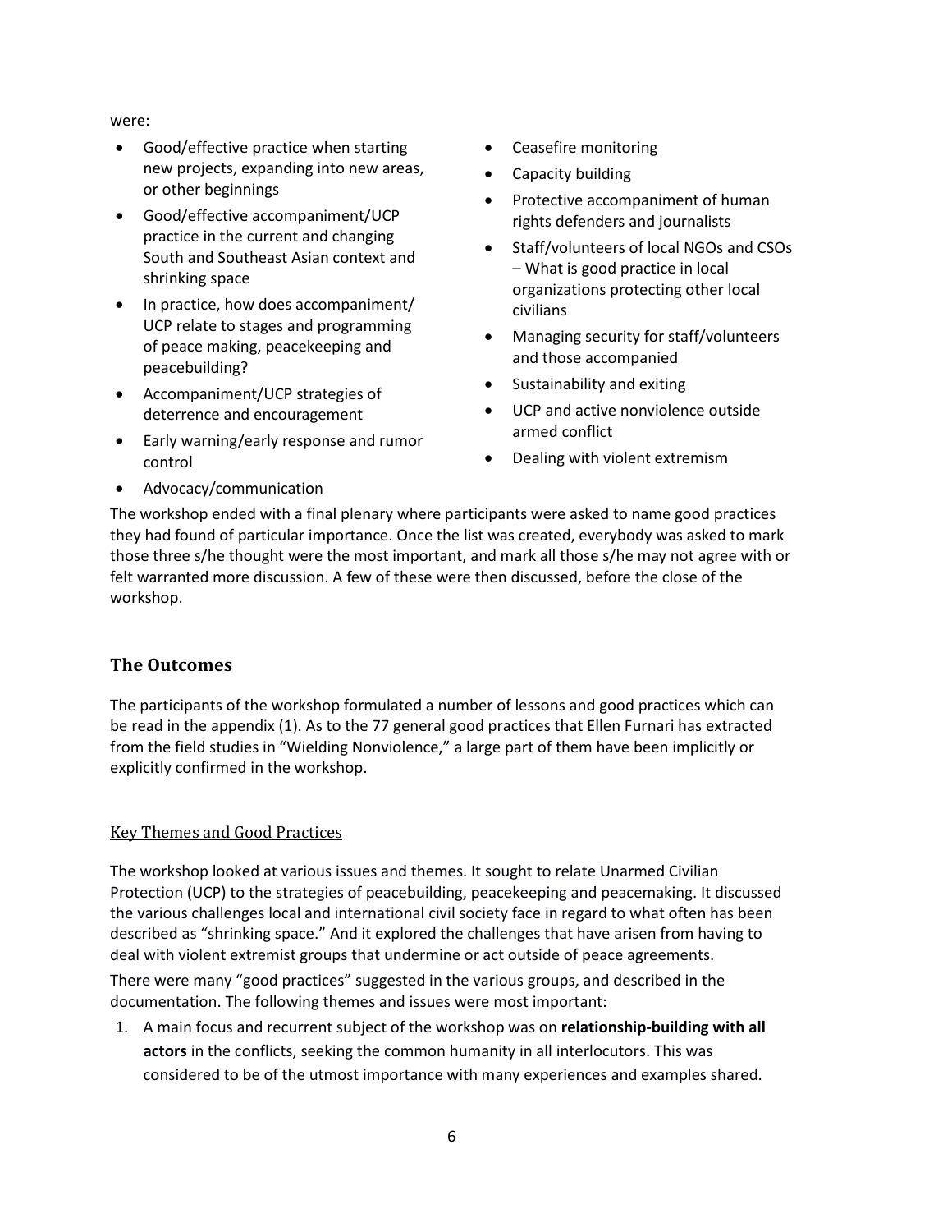were:

- Good/effective practice when starting new projects, expanding into new areas, or other beginnings
- Good/effective accompaniment/UCP practice in the current and changing South and Southeast Asian context and shrinking space
- In practice, how does accompaniment/ UCP relate to stages and programming of peace making, peacekeeping and peacebuilding?
- Accompaniment/UCP strategies of deterrence and encouragement
- Early warning/early response and rumor control
- Advocacy/communication
- Ceasefire monitoring
- Capacity building
- Protective accompaniment of human rights defenders and journalists
- Staff/volunteers of local NGOs and CSOs – What is good practice in local organizations protecting other local civilians
- Managing security for staff/volunteers and those accompanied
- Sustainability and exiting
- UCP and active nonviolence outside armed conflict
- Dealing with violent extremism

The workshop ended with a final plenary where participants were asked to name good practices they had found of particular importance. Once the list was created, everybody was asked to mark those three s/he thought were the most important, and mark all those s/he may not agree with or felt warranted more discussion. A few of these were then discussed, before the close of the workshop.

## The Outcomes

The participants of the workshop formulated a number of lessons and good practices which can be read in the appendix (1). As to the 77 general good practices that Ellen Furnari has extracted from the field studies in "Wielding Nonviolence," a large part of them have been implicitly or explicitly confirmed in the workshop.

### Key Themes and Good Practices

The workshop looked at various issues and themes. It sought to relate Unarmed Civilian Protection (UCP) to the strategies of peacebuilding, peacekeeping and peacemaking. It discussed the various challenges local and international civil society face in regard to what often has been described as "shrinking space." And it explored the challenges that have arisen from having to deal with violent extremist groups that undermine or act outside of peace agreements.

There were many "good practices" suggested in the various groups, and described in the documentation. The following themes and issues were most important:

1. A main focus and recurrent subject of the workshop was on **relationship-building with all actors** in the conflicts, seeking the common humanity in all interlocutors. This was considered to be of the utmost importance with many experiences and examples shared.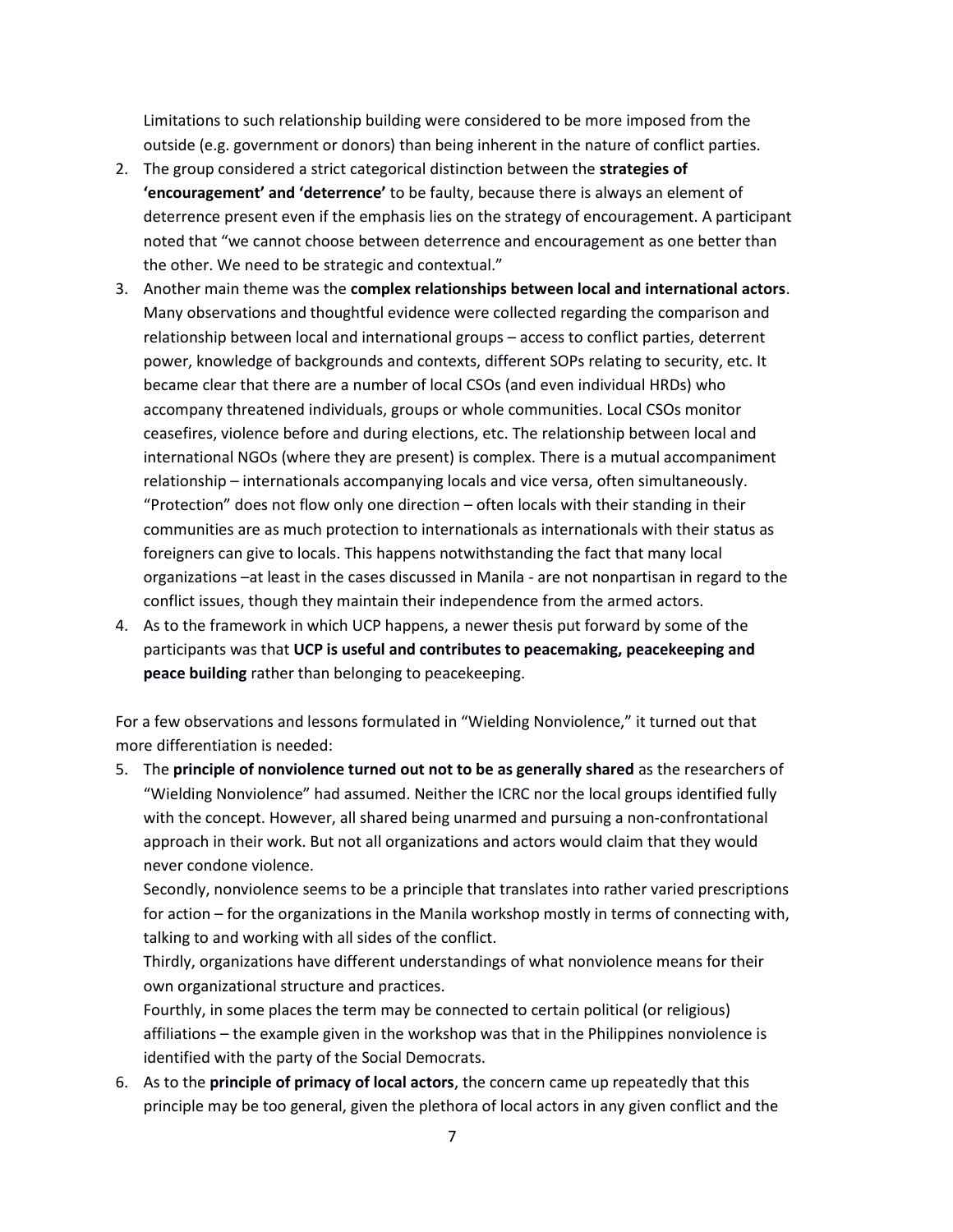Limitations to such relationship building were considered to be more imposed from the outside (e.g. government or donors) than being inherent in the nature of conflict parties.

2. The group considered a strict categorical distinction between the **strategies of 'encouragement' and 'deterrence'** to be faulty, because there is always an element of deterrence present even if the emphasis lies on the strategy of encouragement. A participant noted that "we cannot choose between deterrence and encouragement as one better than the other. We need to be strategic and contextual."
3. Another main theme was the **complex relationships between local and international actors**. Many observations and thoughtful evidence were collected regarding the comparison and relationship between local and international groups – access to conflict parties, deterrent power, knowledge of backgrounds and contexts, different SOPs relating to security, etc. It became clear that there are a number of local CSOs (and even individual HRDs) who accompany threatened individuals, groups or whole communities. Local CSOs monitor ceasefires, violence before and during elections, etc. The relationship between local and international NGOs (where they are present) is complex. There is a mutual accompaniment relationship – internationals accompanying locals and vice versa, often simultaneously. "Protection" does not flow only one direction – often locals with their standing in their communities are as much protection to internationals as internationals with their status as foreigners can give to locals. This happens notwithstanding the fact that many local organizations –at least in the cases discussed in Manila - are not nonpartisan in regard to the conflict issues, though they maintain their independence from the armed actors.
4. As to the framework in which UCP happens, a newer thesis put forward by some of the participants was that **UCP is useful and contributes to peacemaking, peacekeeping and peace building** rather than belonging to peacekeeping.

For a few observations and lessons formulated in "Wielding Nonviolence," it turned out that more differentiation is needed:

5. The **principle of nonviolence turned out not to be as generally shared** as the researchers of "Wielding Nonviolence" had assumed. Neither the ICRC nor the local groups identified fully with the concept. However, all shared being unarmed and pursuing a non-confrontational approach in their work. But not all organizations and actors would claim that they would never condone violence.
   Secondly, nonviolence seems to be a principle that translates into rather varied prescriptions for action – for the organizations in the Manila workshop mostly in terms of connecting with, talking to and working with all sides of the conflict.
   Thirdly, organizations have different understandings of what nonviolence means for their own organizational structure and practices.
   Fourthly, in some places the term may be connected to certain political (or religious) affiliations – the example given in the workshop was that in the Philippines nonviolence is identified with the party of the Social Democrats.
6. As to the **principle of primacy of local actors**, the concern came up repeatedly that this principle may be too general, given the plethora of local actors in any given conflict and the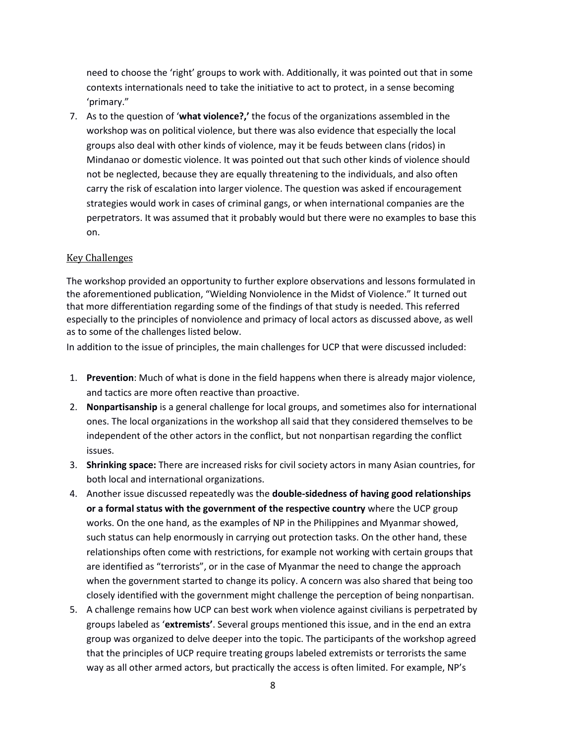need to choose the 'right' groups to work with. Additionally, it was pointed out that in some contexts internationals need to take the initiative to act to protect, in a sense becoming 'primary."

7. As to the question of '**what violence?,'** the focus of the organizations assembled in the workshop was on political violence, but there was also evidence that especially the local groups also deal with other kinds of violence, may it be feuds between clans (ridos) in Mindanao or domestic violence. It was pointed out that such other kinds of violence should not be neglected, because they are equally threatening to the individuals, and also often carry the risk of escalation into larger violence. The question was asked if encouragement strategies would work in cases of criminal gangs, or when international companies are the perpetrators. It was assumed that it probably would but there were no examples to base this on.

## Key Challenges

The workshop provided an opportunity to further explore observations and lessons formulated in the aforementioned publication, "Wielding Nonviolence in the Midst of Violence." It turned out that more differentiation regarding some of the findings of that study is needed. This referred especially to the principles of nonviolence and primacy of local actors as discussed above, as well as to some of the challenges listed below.

In addition to the issue of principles, the main challenges for UCP that were discussed included:

1. **Prevention**: Much of what is done in the field happens when there is already major violence, and tactics are more often reactive than proactive.
2. **Nonpartisanship** is a general challenge for local groups, and sometimes also for international ones. The local organizations in the workshop all said that they considered themselves to be independent of the other actors in the conflict, but not nonpartisan regarding the conflict issues.
3. **Shrinking space:** There are increased risks for civil society actors in many Asian countries, for both local and international organizations.
4. Another issue discussed repeatedly was the **double-sidedness of having good relationships or a formal status with the government of the respective country** where the UCP group works. On the one hand, as the examples of NP in the Philippines and Myanmar showed, such status can help enormously in carrying out protection tasks. On the other hand, these relationships often come with restrictions, for example not working with certain groups that are identified as "terrorists", or in the case of Myanmar the need to change the approach when the government started to change its policy. A concern was also shared that being too closely identified with the government might challenge the perception of being nonpartisan.
5. A challenge remains how UCP can best work when violence against civilians is perpetrated by groups labeled as '**extremists'**. Several groups mentioned this issue, and in the end an extra group was organized to delve deeper into the topic. The participants of the workshop agreed that the principles of UCP require treating groups labeled extremists or terrorists the same way as all other armed actors, but practically the access is often limited. For example, NP's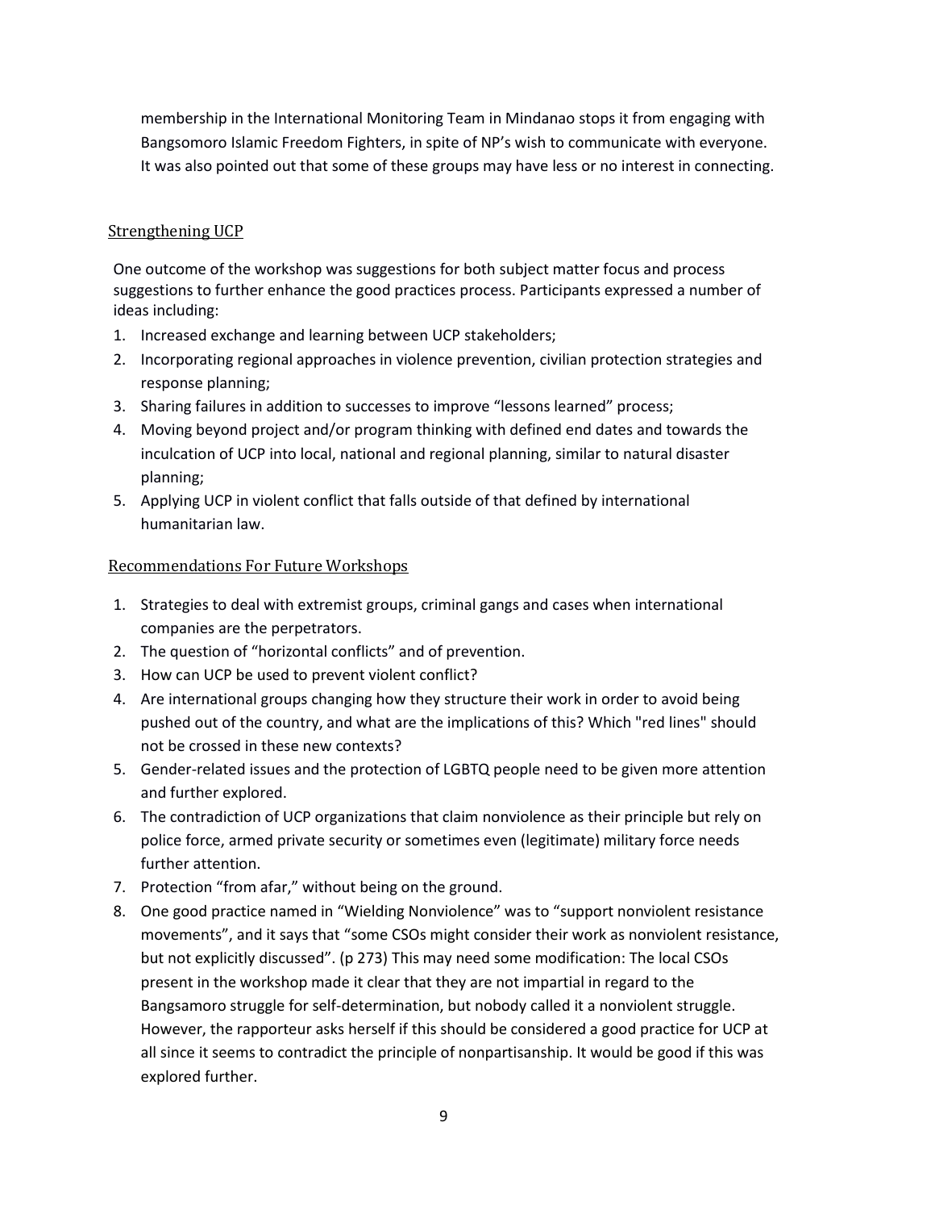membership in the International Monitoring Team in Mindanao stops it from engaging with Bangsomoro Islamic Freedom Fighters, in spite of NP's wish to communicate with everyone. It was also pointed out that some of these groups may have less or no interest in connecting.

## Strengthening UCP

One outcome of the workshop was suggestions for both subject matter focus and process suggestions to further enhance the good practices process. Participants expressed a number of ideas including:

1. Increased exchange and learning between UCP stakeholders;
2. Incorporating regional approaches in violence prevention, civilian protection strategies and response planning;
3. Sharing failures in addition to successes to improve "lessons learned" process;
4. Moving beyond project and/or program thinking with defined end dates and towards the inculcation of UCP into local, national and regional planning, similar to natural disaster planning;
5. Applying UCP in violent conflict that falls outside of that defined by international humanitarian law.

## Recommendations For Future Workshops

1. Strategies to deal with extremist groups, criminal gangs and cases when international companies are the perpetrators.
2. The question of "horizontal conflicts" and of prevention.
3. How can UCP be used to prevent violent conflict?
4. Are international groups changing how they structure their work in order to avoid being pushed out of the country, and what are the implications of this? Which "red lines" should not be crossed in these new contexts?
5. Gender-related issues and the protection of LGBTQ people need to be given more attention and further explored.
6. The contradiction of UCP organizations that claim nonviolence as their principle but rely on police force, armed private security or sometimes even (legitimate) military force needs further attention.
7. Protection "from afar," without being on the ground.
8. One good practice named in "Wielding Nonviolence" was to "support nonviolent resistance movements", and it says that "some CSOs might consider their work as nonviolent resistance, but not explicitly discussed". (p 273) This may need some modification: The local CSOs present in the workshop made it clear that they are not impartial in regard to the Bangsamoro struggle for self-determination, but nobody called it a nonviolent struggle. However, the rapporteur asks herself if this should be considered a good practice for UCP at all since it seems to contradict the principle of nonpartisanship. It would be good if this was explored further.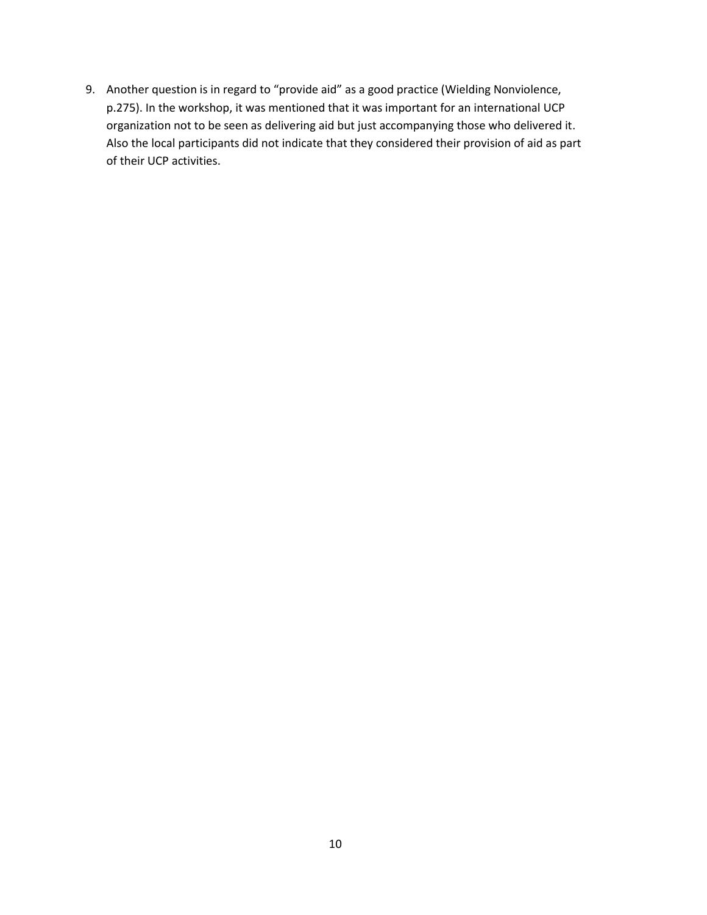9. Another question is in regard to "provide aid" as a good practice (Wielding Nonviolence, p.275). In the workshop, it was mentioned that it was important for an international UCP organization not to be seen as delivering aid but just accompanying those who delivered it. Also the local participants did not indicate that they considered their provision of aid as part of their UCP activities.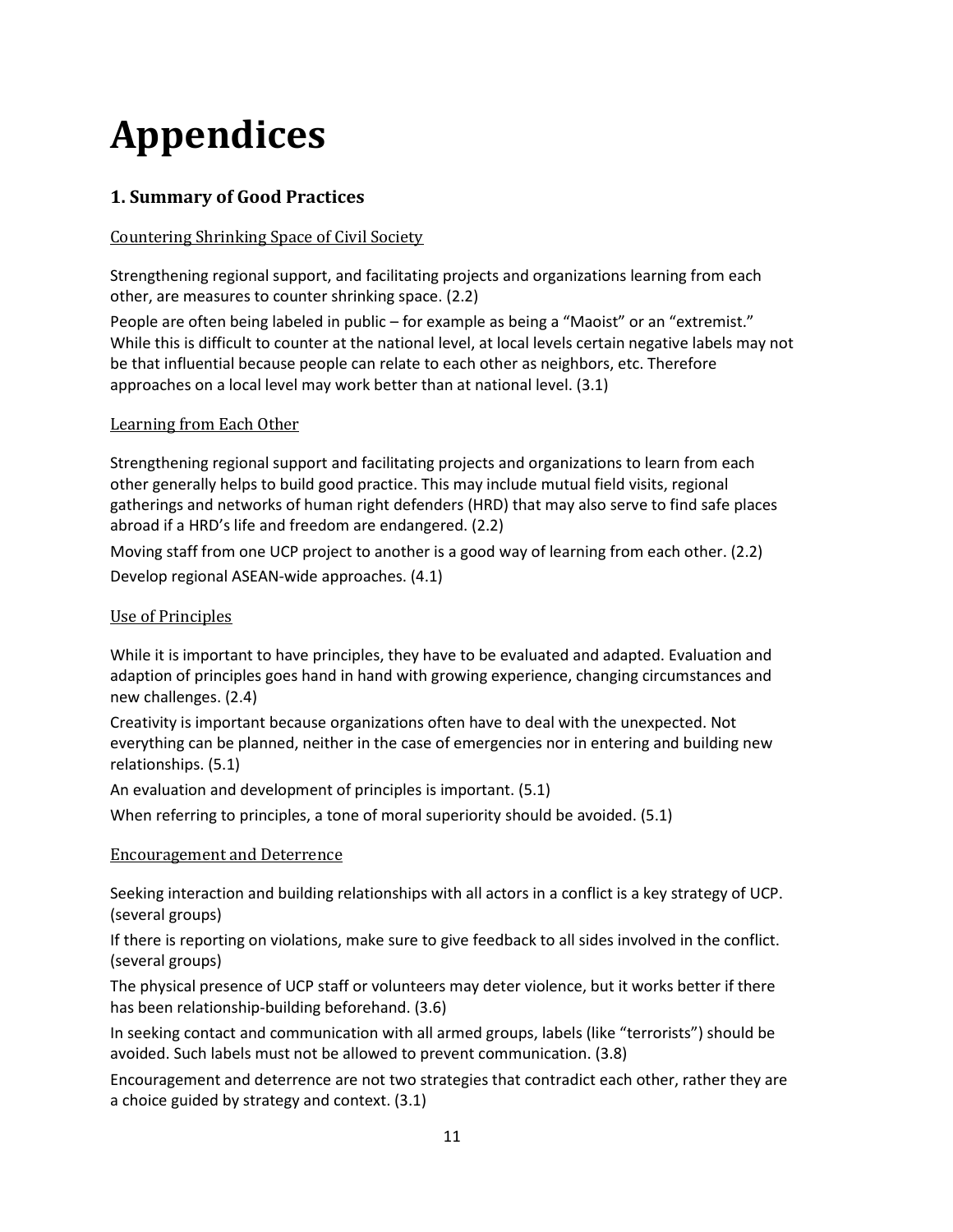# Appendices

## 1. Summary of Good Practices

Countering Shrinking Space of Civil Society

Strengthening regional support, and facilitating projects and organizations learning from each other, are measures to counter shrinking space. (2.2)

People are often being labeled in public – for example as being a "Maoist" or an "extremist." While this is difficult to counter at the national level, at local levels certain negative labels may not be that influential because people can relate to each other as neighbors, etc. Therefore approaches on a local level may work better than at national level. (3.1)

Learning from Each Other

Strengthening regional support and facilitating projects and organizations to learn from each other generally helps to build good practice. This may include mutual field visits, regional gatherings and networks of human right defenders (HRD) that may also serve to find safe places abroad if a HRD's life and freedom are endangered. (2.2)

Moving staff from one UCP project to another is a good way of learning from each other. (2.2)

Develop regional ASEAN-wide approaches. (4.1)

Use of Principles

While it is important to have principles, they have to be evaluated and adapted. Evaluation and adaption of principles goes hand in hand with growing experience, changing circumstances and new challenges. (2.4)

Creativity is important because organizations often have to deal with the unexpected. Not everything can be planned, neither in the case of emergencies nor in entering and building new relationships. (5.1)

An evaluation and development of principles is important. (5.1)

When referring to principles, a tone of moral superiority should be avoided. (5.1)

Encouragement and Deterrence

Seeking interaction and building relationships with all actors in a conflict is a key strategy of UCP. (several groups)

If there is reporting on violations, make sure to give feedback to all sides involved in the conflict. (several groups)

The physical presence of UCP staff or volunteers may deter violence, but it works better if there has been relationship-building beforehand. (3.6)

In seeking contact and communication with all armed groups, labels (like "terrorists") should be avoided. Such labels must not be allowed to prevent communication. (3.8)

Encouragement and deterrence are not two strategies that contradict each other, rather they are a choice guided by strategy and context. (3.1)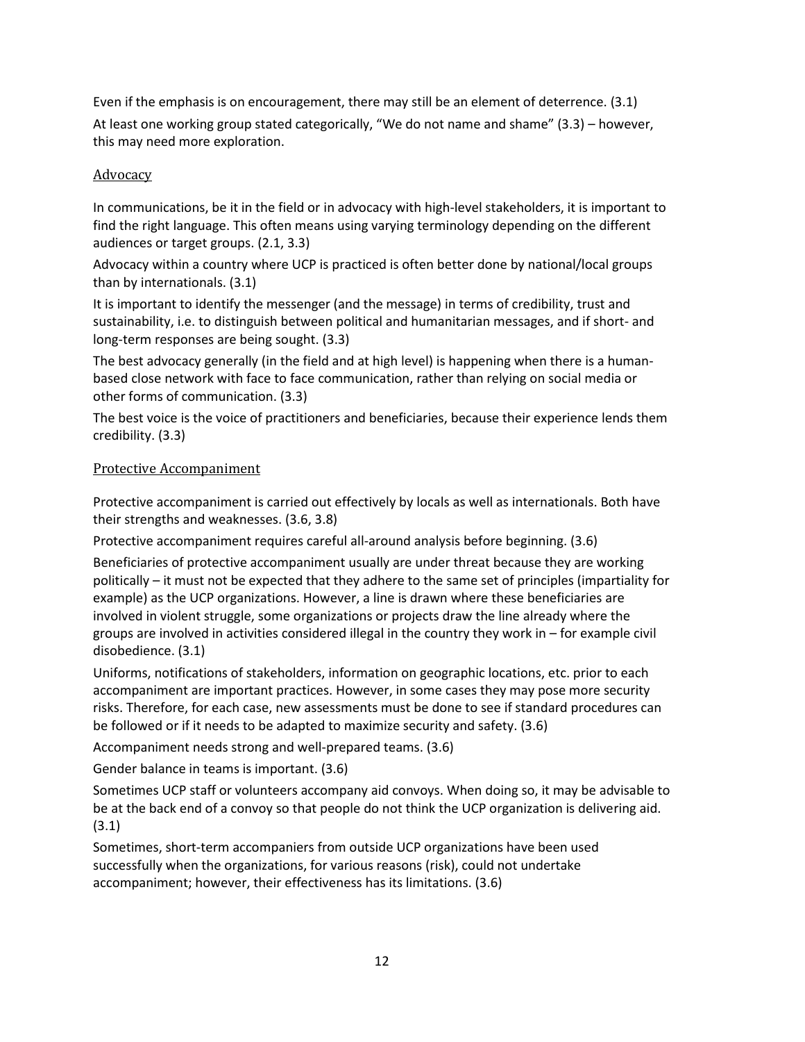Even if the emphasis is on encouragement, there may still be an element of deterrence. (3.1)

At least one working group stated categorically, "We do not name and shame" (3.3) – however, this may need more exploration.

## Advocacy

In communications, be it in the field or in advocacy with high-level stakeholders, it is important to find the right language. This often means using varying terminology depending on the different audiences or target groups. (2.1, 3.3)

Advocacy within a country where UCP is practiced is often better done by national/local groups than by internationals. (3.1)

It is important to identify the messenger (and the message) in terms of credibility, trust and sustainability, i.e. to distinguish between political and humanitarian messages, and if short- and long-term responses are being sought. (3.3)

The best advocacy generally (in the field and at high level) is happening when there is a human-based close network with face to face communication, rather than relying on social media or other forms of communication. (3.3)

The best voice is the voice of practitioners and beneficiaries, because their experience lends them credibility. (3.3)

## Protective Accompaniment

Protective accompaniment is carried out effectively by locals as well as internationals. Both have their strengths and weaknesses. (3.6, 3.8)

Protective accompaniment requires careful all-around analysis before beginning. (3.6)

Beneficiaries of protective accompaniment usually are under threat because they are working politically – it must not be expected that they adhere to the same set of principles (impartiality for example) as the UCP organizations. However, a line is drawn where these beneficiaries are involved in violent struggle, some organizations or projects draw the line already where the groups are involved in activities considered illegal in the country they work in – for example civil disobedience. (3.1)

Uniforms, notifications of stakeholders, information on geographic locations, etc. prior to each accompaniment are important practices. However, in some cases they may pose more security risks. Therefore, for each case, new assessments must be done to see if standard procedures can be followed or if it needs to be adapted to maximize security and safety. (3.6)

Accompaniment needs strong and well-prepared teams. (3.6)

Gender balance in teams is important. (3.6)

Sometimes UCP staff or volunteers accompany aid convoys. When doing so, it may be advisable to be at the back end of a convoy so that people do not think the UCP organization is delivering aid. (3.1)

Sometimes, short-term accompaniers from outside UCP organizations have been used successfully when the organizations, for various reasons (risk), could not undertake accompaniment; however, their effectiveness has its limitations. (3.6)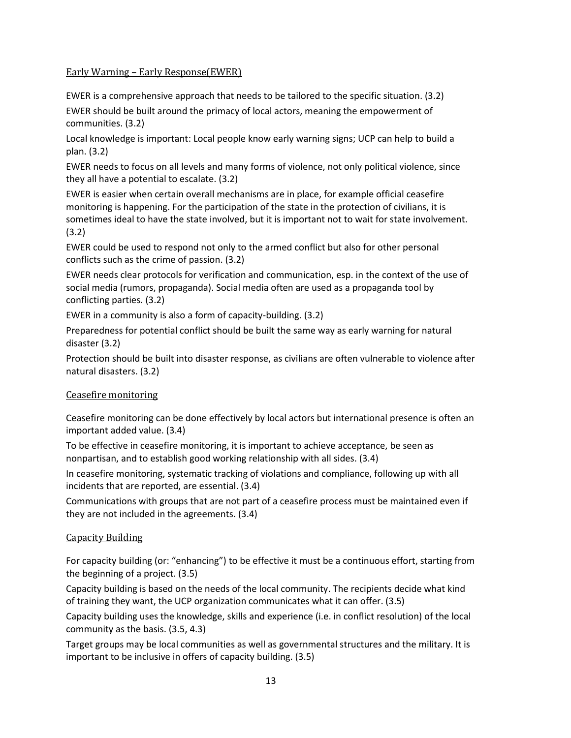Early Warning – Early Response(EWER)

EWER is a comprehensive approach that needs to be tailored to the specific situation. (3.2)

EWER should be built around the primacy of local actors, meaning the empowerment of communities. (3.2)

Local knowledge is important: Local people know early warning signs; UCP can help to build a plan. (3.2)

EWER needs to focus on all levels and many forms of violence, not only political violence, since they all have a potential to escalate. (3.2)

EWER is easier when certain overall mechanisms are in place, for example official ceasefire monitoring is happening. For the participation of the state in the protection of civilians, it is sometimes ideal to have the state involved, but it is important not to wait for state involvement. (3.2)

EWER could be used to respond not only to the armed conflict but also for other personal conflicts such as the crime of passion. (3.2)

EWER needs clear protocols for verification and communication, esp. in the context of the use of social media (rumors, propaganda). Social media often are used as a propaganda tool by conflicting parties. (3.2)

EWER in a community is also a form of capacity-building. (3.2)

Preparedness for potential conflict should be built the same way as early warning for natural disaster (3.2)

Protection should be built into disaster response, as civilians are often vulnerable to violence after natural disasters. (3.2)

Ceasefire monitoring

Ceasefire monitoring can be done effectively by local actors but international presence is often an important added value. (3.4)

To be effective in ceasefire monitoring, it is important to achieve acceptance, be seen as nonpartisan, and to establish good working relationship with all sides. (3.4)

In ceasefire monitoring, systematic tracking of violations and compliance, following up with all incidents that are reported, are essential. (3.4)

Communications with groups that are not part of a ceasefire process must be maintained even if they are not included in the agreements. (3.4)

Capacity Building

For capacity building (or: "enhancing") to be effective it must be a continuous effort, starting from the beginning of a project. (3.5)

Capacity building is based on the needs of the local community. The recipients decide what kind of training they want, the UCP organization communicates what it can offer. (3.5)

Capacity building uses the knowledge, skills and experience (i.e. in conflict resolution) of the local community as the basis. (3.5, 4.3)

Target groups may be local communities as well as governmental structures and the military. It is important to be inclusive in offers of capacity building. (3.5)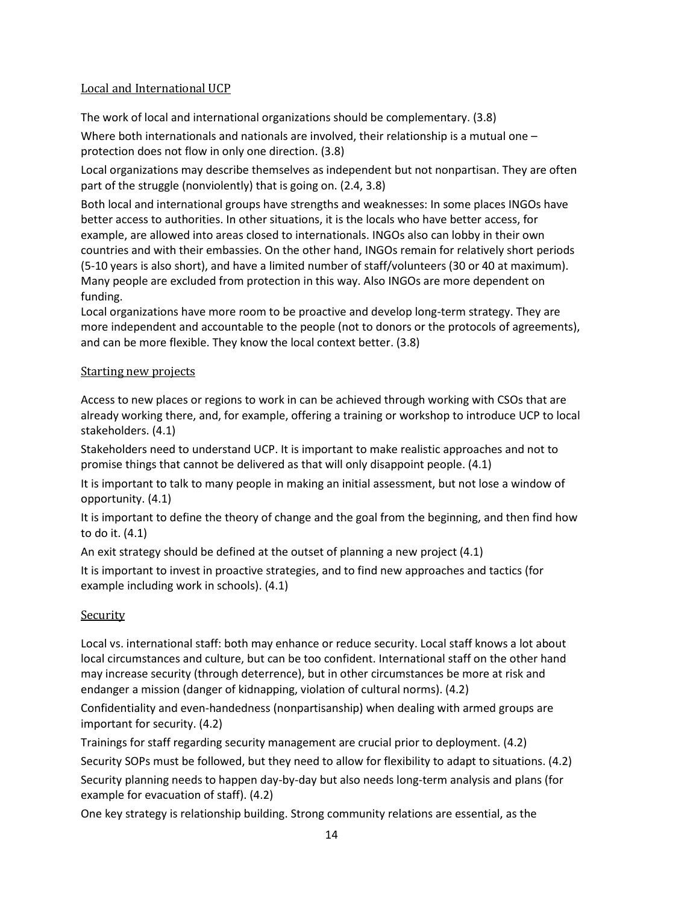## Local and International UCP

The work of local and international organizations should be complementary. (3.8)

Where both internationals and nationals are involved, their relationship is a mutual one – protection does not flow in only one direction. (3.8)

Local organizations may describe themselves as independent but not nonpartisan. They are often part of the struggle (nonviolently) that is going on. (2.4, 3.8)

Both local and international groups have strengths and weaknesses: In some places INGOs have better access to authorities. In other situations, it is the locals who have better access, for example, are allowed into areas closed to internationals. INGOs also can lobby in their own countries and with their embassies. On the other hand, INGOs remain for relatively short periods (5-10 years is also short), and have a limited number of staff/volunteers (30 or 40 at maximum). Many people are excluded from protection in this way. Also INGOs are more dependent on funding.
Local organizations have more room to be proactive and develop long-term strategy. They are more independent and accountable to the people (not to donors or the protocols of agreements), and can be more flexible. They know the local context better. (3.8)

## Starting new projects

Access to new places or regions to work in can be achieved through working with CSOs that are already working there, and, for example, offering a training or workshop to introduce UCP to local stakeholders. (4.1)

Stakeholders need to understand UCP. It is important to make realistic approaches and not to promise things that cannot be delivered as that will only disappoint people. (4.1)

It is important to talk to many people in making an initial assessment, but not lose a window of opportunity. (4.1)

It is important to define the theory of change and the goal from the beginning, and then find how to do it. (4.1)

An exit strategy should be defined at the outset of planning a new project (4.1)

It is important to invest in proactive strategies, and to find new approaches and tactics (for example including work in schools). (4.1)

## Security

Local vs. international staff: both may enhance or reduce security. Local staff knows a lot about local circumstances and culture, but can be too confident. International staff on the other hand may increase security (through deterrence), but in other circumstances be more at risk and endanger a mission (danger of kidnapping, violation of cultural norms). (4.2)

Confidentiality and even-handedness (nonpartisanship) when dealing with armed groups are important for security. (4.2)

Trainings for staff regarding security management are crucial prior to deployment. (4.2)

Security SOPs must be followed, but they need to allow for flexibility to adapt to situations. (4.2)

Security planning needs to happen day-by-day but also needs long-term analysis and plans (for example for evacuation of staff). (4.2)

One key strategy is relationship building. Strong community relations are essential, as the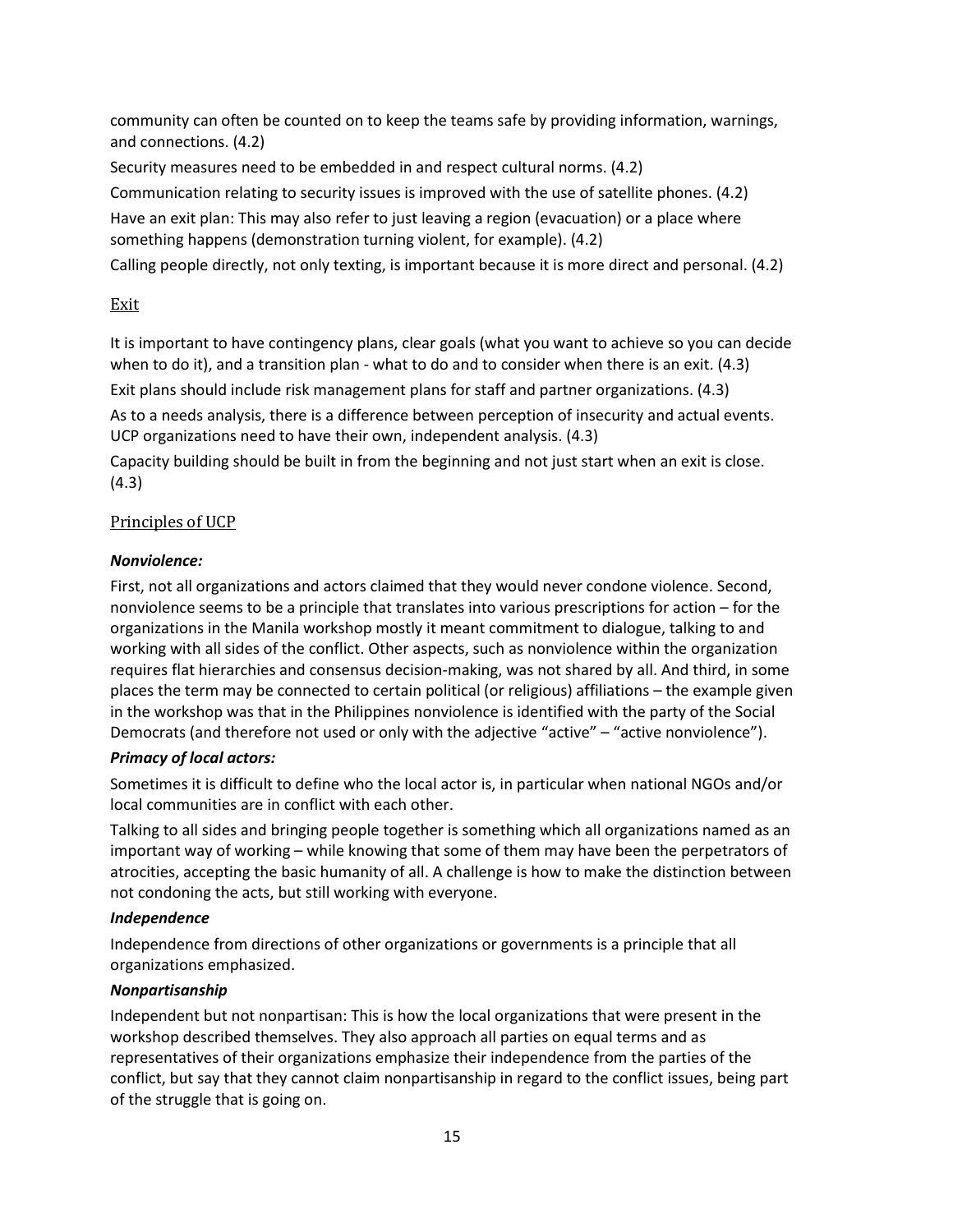community can often be counted on to keep the teams safe by providing information, warnings, and connections. (4.2)

Security measures need to be embedded in and respect cultural norms. (4.2)

Communication relating to security issues is improved with the use of satellite phones. (4.2)

Have an exit plan: This may also refer to just leaving a region (evacuation) or a place where something happens (demonstration turning violent, for example). (4.2)

Calling people directly, not only texting, is important because it is more direct and personal. (4.2)

### Exit

It is important to have contingency plans, clear goals (what you want to achieve so you can decide when to do it), and a transition plan - what to do and to consider when there is an exit. (4.3)

Exit plans should include risk management plans for staff and partner organizations. (4.3)

As to a needs analysis, there is a difference between perception of insecurity and actual events. UCP organizations need to have their own, independent analysis. (4.3)

Capacity building should be built in from the beginning and not just start when an exit is close. (4.3)

### Principles of UCP

***Nonviolence:***

First, not all organizations and actors claimed that they would never condone violence. Second, nonviolence seems to be a principle that translates into various prescriptions for action – for the organizations in the Manila workshop mostly it meant commitment to dialogue, talking to and working with all sides of the conflict. Other aspects, such as nonviolence within the organization requires flat hierarchies and consensus decision-making, was not shared by all. And third, in some places the term may be connected to certain political (or religious) affiliations – the example given in the workshop was that in the Philippines nonviolence is identified with the party of the Social Democrats (and therefore not used or only with the adjective "active" – "active nonviolence").

***Primacy of local actors:***

Sometimes it is difficult to define who the local actor is, in particular when national NGOs and/or local communities are in conflict with each other.

Talking to all sides and bringing people together is something which all organizations named as an important way of working – while knowing that some of them may have been the perpetrators of atrocities, accepting the basic humanity of all. A challenge is how to make the distinction between not condoning the acts, but still working with everyone.

***Independence***

Independence from directions of other organizations or governments is a principle that all organizations emphasized.

***Nonpartisanship***

Independent but not nonpartisan: This is how the local organizations that were present in the workshop described themselves. They also approach all parties on equal terms and as representatives of their organizations emphasize their independence from the parties of the conflict, but say that they cannot claim nonpartisanship in regard to the conflict issues, being part of the struggle that is going on.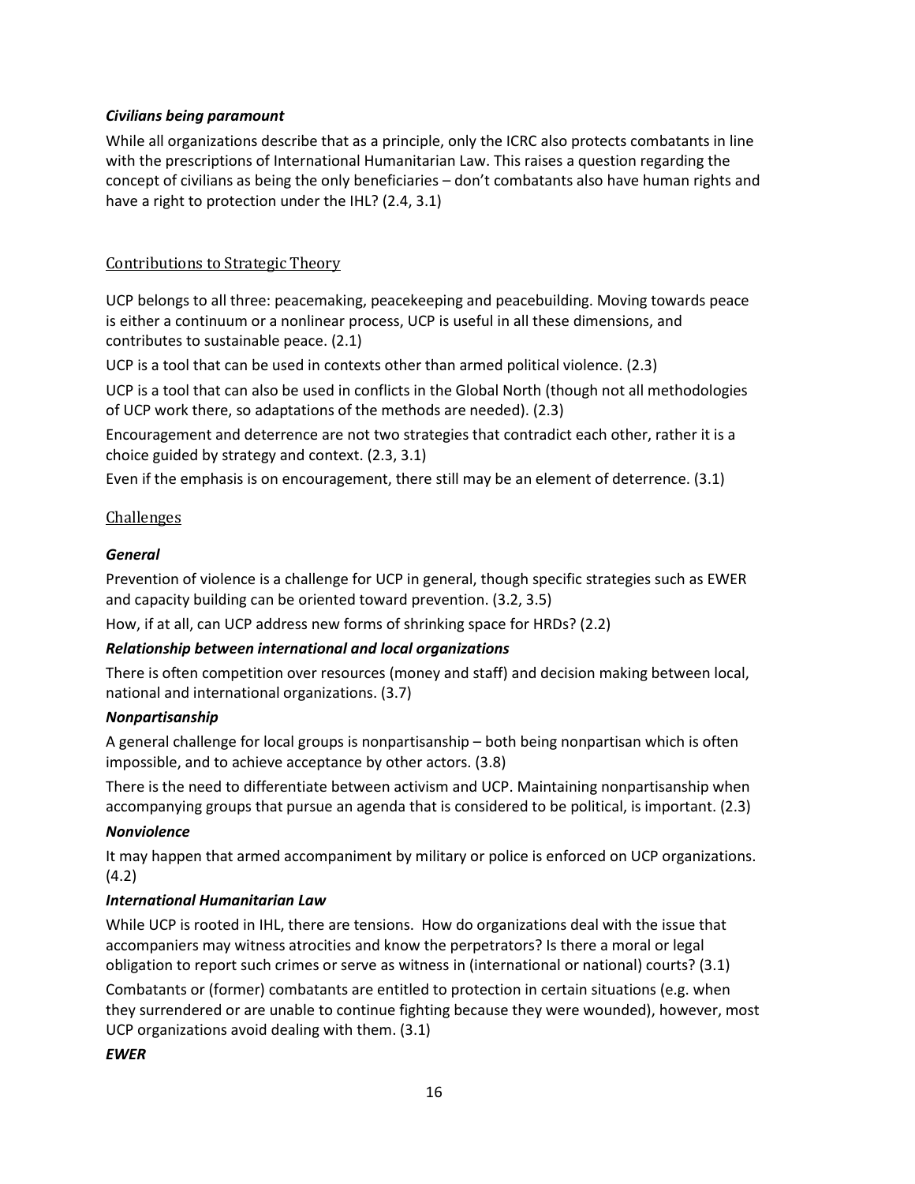***Civilians being paramount***

While all organizations describe that as a principle, only the ICRC also protects combatants in line with the prescriptions of International Humanitarian Law. This raises a question regarding the concept of civilians as being the only beneficiaries – don't combatants also have human rights and have a right to protection under the IHL? (2.4, 3.1)

## Contributions to Strategic Theory

UCP belongs to all three: peacemaking, peacekeeping and peacebuilding. Moving towards peace is either a continuum or a nonlinear process, UCP is useful in all these dimensions, and contributes to sustainable peace. (2.1)

UCP is a tool that can be used in contexts other than armed political violence. (2.3)

UCP is a tool that can also be used in conflicts in the Global North (though not all methodologies of UCP work there, so adaptations of the methods are needed). (2.3)

Encouragement and deterrence are not two strategies that contradict each other, rather it is a choice guided by strategy and context. (2.3, 3.1)

Even if the emphasis is on encouragement, there still may be an element of deterrence. (3.1)

## Challenges

***General***

Prevention of violence is a challenge for UCP in general, though specific strategies such as EWER and capacity building can be oriented toward prevention. (3.2, 3.5)

How, if at all, can UCP address new forms of shrinking space for HRDs? (2.2)

***Relationship between international and local organizations***

There is often competition over resources (money and staff) and decision making between local, national and international organizations. (3.7)

***Nonpartisanship***

A general challenge for local groups is nonpartisanship – both being nonpartisan which is often impossible, and to achieve acceptance by other actors. (3.8)

There is the need to differentiate between activism and UCP. Maintaining nonpartisanship when accompanying groups that pursue an agenda that is considered to be political, is important. (2.3)

***Nonviolence***

It may happen that armed accompaniment by military or police is enforced on UCP organizations. (4.2)

***International Humanitarian Law***

While UCP is rooted in IHL, there are tensions. How do organizations deal with the issue that accompaniers may witness atrocities and know the perpetrators? Is there a moral or legal obligation to report such crimes or serve as witness in (international or national) courts? (3.1)

Combatants or (former) combatants are entitled to protection in certain situations (e.g. when they surrendered or are unable to continue fighting because they were wounded), however, most UCP organizations avoid dealing with them. (3.1)

***EWER***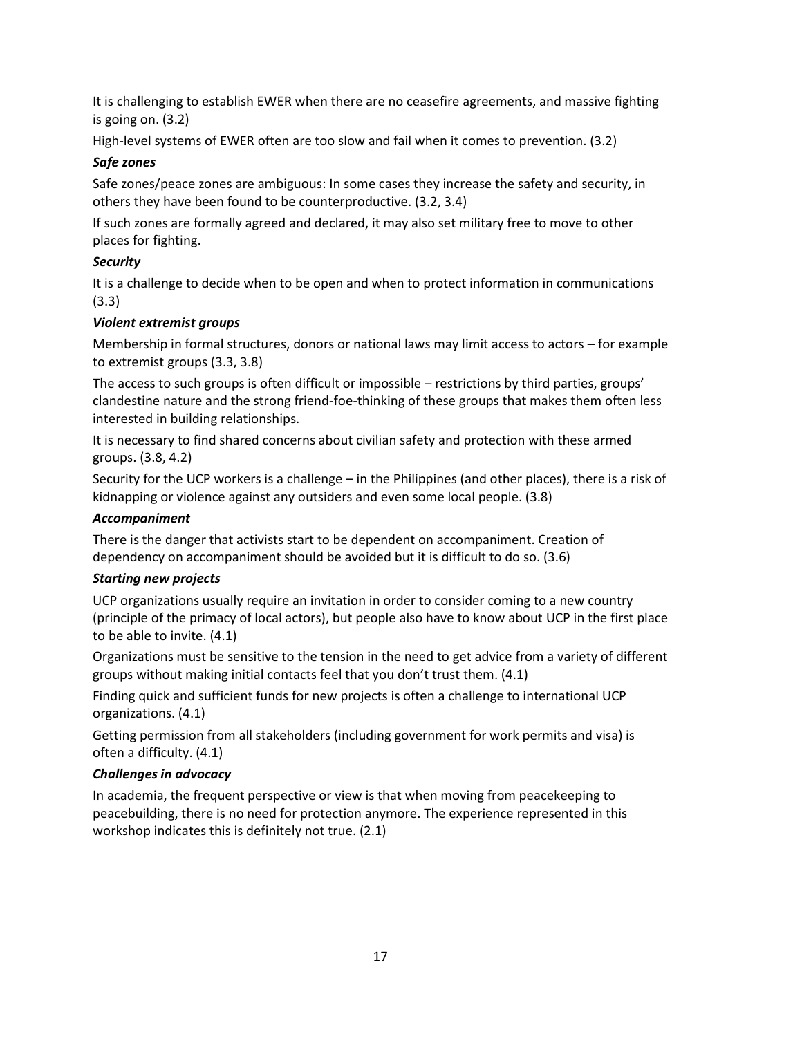It is challenging to establish EWER when there are no ceasefire agreements, and massive fighting is going on. (3.2)

High-level systems of EWER often are too slow and fail when it comes to prevention. (3.2)

***Safe zones***

Safe zones/peace zones are ambiguous: In some cases they increase the safety and security, in others they have been found to be counterproductive. (3.2, 3.4)

If such zones are formally agreed and declared, it may also set military free to move to other places for fighting.

***Security***

It is a challenge to decide when to be open and when to protect information in communications (3.3)

***Violent extremist groups***

Membership in formal structures, donors or national laws may limit access to actors – for example to extremist groups (3.3, 3.8)

The access to such groups is often difficult or impossible – restrictions by third parties, groups' clandestine nature and the strong friend-foe-thinking of these groups that makes them often less interested in building relationships.

It is necessary to find shared concerns about civilian safety and protection with these armed groups. (3.8, 4.2)

Security for the UCP workers is a challenge – in the Philippines (and other places), there is a risk of kidnapping or violence against any outsiders and even some local people. (3.8)

***Accompaniment***

There is the danger that activists start to be dependent on accompaniment. Creation of dependency on accompaniment should be avoided but it is difficult to do so. (3.6)

***Starting new projects***

UCP organizations usually require an invitation in order to consider coming to a new country (principle of the primacy of local actors), but people also have to know about UCP in the first place to be able to invite. (4.1)

Organizations must be sensitive to the tension in the need to get advice from a variety of different groups without making initial contacts feel that you don't trust them. (4.1)

Finding quick and sufficient funds for new projects is often a challenge to international UCP organizations. (4.1)

Getting permission from all stakeholders (including government for work permits and visa) is often a difficulty. (4.1)

***Challenges in advocacy***

In academia, the frequent perspective or view is that when moving from peacekeeping to peacebuilding, there is no need for protection anymore. The experience represented in this workshop indicates this is definitely not true. (2.1)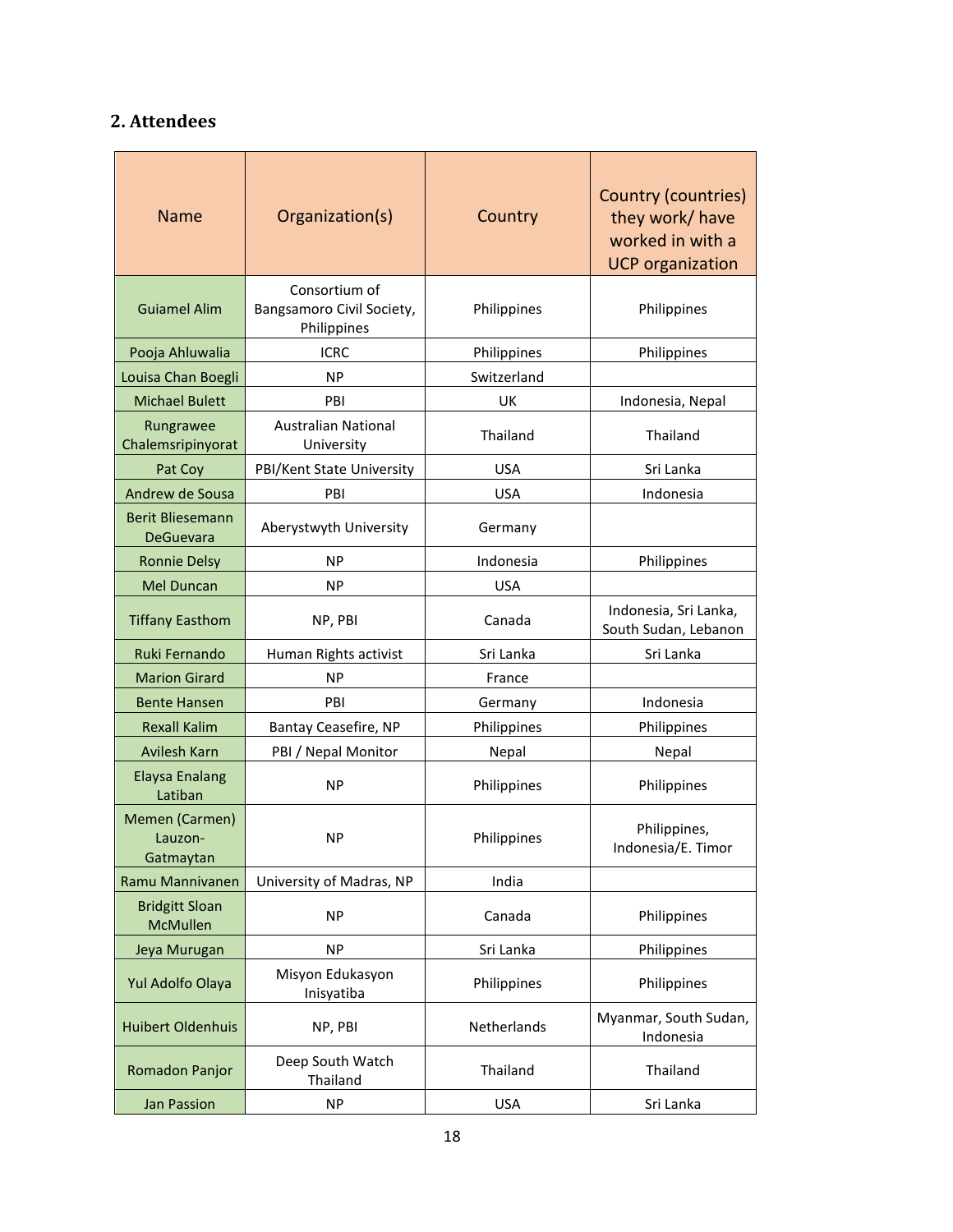## 2. Attendees

| Name | Organization(s) | Country | Country (countries) they work/ have worked in with a UCP organization |
|---|---|---|---|
| Guiamel Alim | Consortium of Bangsamoro Civil Society, Philippines | Philippines | Philippines |
| Pooja Ahluwalia | ICRC | Philippines | Philippines |
| Louisa Chan Boegli | NP | Switzerland | |
| Michael Bulett | PBI | UK | Indonesia, Nepal |
| Rungrawee Chalemsripinyorat | Australian National University | Thailand | Thailand |
| Pat Coy | PBI/Kent State University | USA | Sri Lanka |
| Andrew de Sousa | PBI | USA | Indonesia |
| Berit Bliesemann DeGuevara | Aberystwyth University | Germany | |
| Ronnie Delsy | NP | Indonesia | Philippines |
| Mel Duncan | NP | USA | |
| Tiffany Easthom | NP, PBI | Canada | Indonesia, Sri Lanka, South Sudan, Lebanon |
| Ruki Fernando | Human Rights activist | Sri Lanka | Sri Lanka |
| Marion Girard | NP | France | |
| Bente Hansen | PBI | Germany | Indonesia |
| Rexall Kalim | Bantay Ceasefire, NP | Philippines | Philippines |
| Avilesh Karn | PBI / Nepal Monitor | Nepal | Nepal |
| Elaysa Enalang Latiban | NP | Philippines | Philippines |
| Memen (Carmen) Lauzon-Gatmaytan | NP | Philippines | Philippines, Indonesia/E. Timor |
| Ramu Mannivanen | University of Madras, NP | India | |
| Bridgitt Sloan McMullen | NP | Canada | Philippines |
| Jeya Murugan | NP | Sri Lanka | Philippines |
| Yul Adolfo Olaya | Misyon Edukasyon Inisyatiba | Philippines | Philippines |
| Huibert Oldenhuis | NP, PBI | Netherlands | Myanmar, South Sudan, Indonesia |
| Romadon Panjor | Deep South Watch Thailand | Thailand | Thailand |
| Jan Passion | NP | USA | Sri Lanka |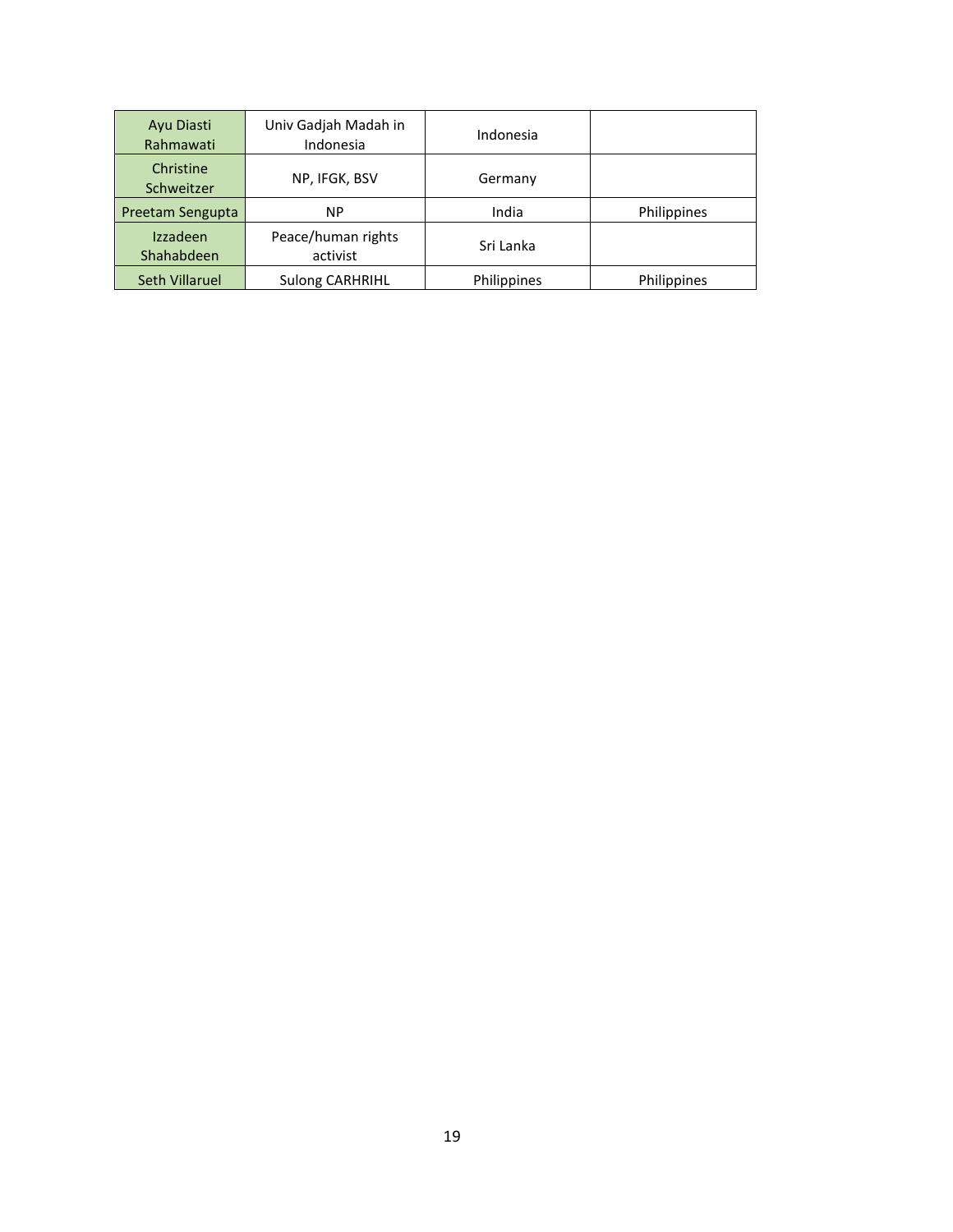| | | | |
|---|---|---|---|
| Ayu Diasti Rahmawati | Univ Gadjah Madah in Indonesia | Indonesia | |
| Christine Schweitzer | NP, IFGK, BSV | Germany | |
| Preetam Sengupta | NP | India | Philippines |
| Izzadeen Shahabdeen | Peace/human rights activist | Sri Lanka | |
| Seth Villaruel | Sulong CARHRIHL | Philippines | Philippines |